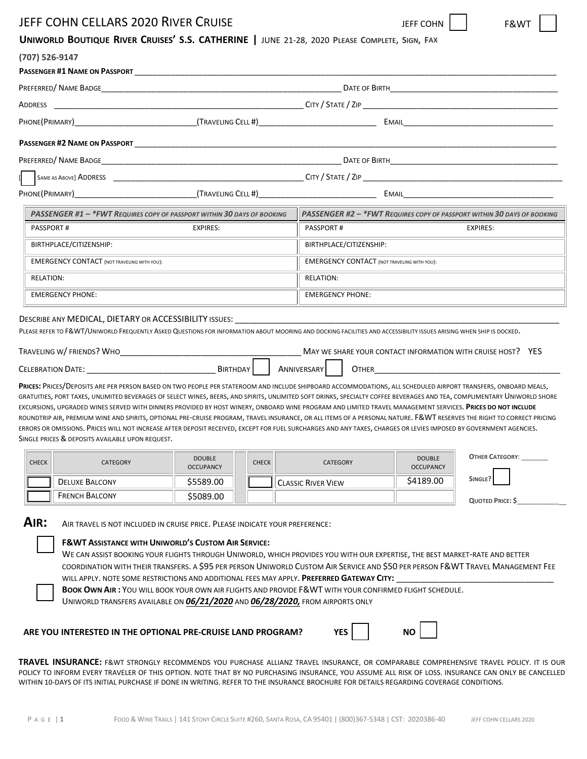# JEFF COHN CELLARS 2020 RIVER CRUISE

JEFF COHN ☐ F&WT ☐

**UNIWORLD BOUTIQUE RIVER CRUISES' S.S. CATHERINE |** JUNE 21-28, 2020 **PLEASE COMPLETE, SIGN, FAX (707) 526-9147**

**PASSENGER #1 NAME ON PASSPORT** ______________________________________________

PREFERRED/ NAME BADGE______________________________ DATE OF BIRTH______________________

ADDRESS ______________________________ CITY / STATE / ZIP ______________________

PHONE(PRIMARY)______________________(TRAVELING CELL #)______________________ EMAIL______________________

**PASSENGER #2 NAME ON PASSPORT** ______________________________________________

PREFERRED/ NAME BADGE______________________________ DATE OF BIRTH______________________

[☐ SAME AS ABOVE] ADDRESS ______________________________ CITY / STATE / ZIP ______________________

PHONE(PRIMARY)______________________(TRAVELING CELL #)______________________ EMAIL______________________

| *PASSENGER #1 – \*FWT REQUIRES COPY OF PASSPORT WITHIN 30 DAYS OF BOOKING* | | *PASSENGER #2 – \*FWT REQUIRES COPY OF PASSPORT WITHIN 30 DAYS OF BOOKING* | |
|---|---|---|---|
| PASSPORT # | EXPIRES: | PASSPORT # | EXPIRES: |
| BIRTHPLACE/CITIZENSHIP: | | BIRTHPLACE/CITIZENSHIP: | |
| EMERGENCY CONTACT (NOT TRAVELING WITH YOU): | | EMERGENCY CONTACT (NOT TRAVELING WITH YOU): | |
| RELATION: | | RELATION: | |
| EMERGENCY PHONE: | | EMERGENCY PHONE: | |

DESCRIBE ANY MEDICAL, DIETARY OR ACCESSIBILITY ISSUES: ______________________________________________

PLEASE REFER TO F&WT/UNIWORLD FREQUENTLY ASKED QUESTIONS FOR INFORMATION ABOUT MOORING AND DOCKING FACILITIES AND ACCESSIBILITY ISSUES ARISING WHEN SHIP IS DOCKED.

TRAVELING W/ FRIENDS? WHO______________________________ MAY WE SHARE YOUR CONTACT INFORMATION WITH CRUISE HOST? YES

CELEBRATION DATE: ______________________ BIRTHDAY ☐ ANNIVERSARY ☐ OTHER______________________

**PRICES:** PRICES/DEPOSITS ARE PER PERSON BASED ON TWO PEOPLE PER STATEROOM AND INCLUDE SHIPBOARD ACCOMMODATIONS, ALL SCHEDULED AIRPORT TRANSFERS, ONBOARD MEALS, GRATUITIES, PORT TAXES, UNLIMITED BEVERAGES OF SELECT WINES, BEERS, AND SPIRITS, UNLIMITED SOFT DRINKS, SPECIALTY COFFEE BEVERAGES AND TEA, COMPLIMENTARY UNIWORLD SHORE EXCURSIONS, UPGRADED WINES SERVED WITH DINNERS PROVIDED BY HOST WINERY, ONBOARD WINE PROGRAM AND LIMITED TRAVEL MANAGEMENT SERVICES. **PRICES DO NOT INCLUDE** ROUNDTRIP AIR, PREMIUM WINE AND SPIRITS, OPTIONAL PRE-CRUISE PROGRAM, TRAVEL INSURANCE, OR ALL ITEMS OF A PERSONAL NATURE. F&WT RESERVES THE RIGHT TO CORRECT PRICING ERRORS OR OMISSIONS. PRICES WILL NOT INCREASE AFTER DEPOSIT RECEIVED, EXCEPT FOR FUEL SURCHARGES AND ANY TAXES, CHARGES OR LEVIES IMPOSED BY GOVERNMENT AGENCIES. SINGLE PRICES & DEPOSITS AVAILABLE UPON REQUEST.

| CHECK | CATEGORY | DOUBLE OCCUPANCY | CHECK | CATEGORY | DOUBLE OCCUPANCY |
|---|---|---|---|---|---|
| ☐ | DELUXE BALCONY | $5589.00 | ☐ | CLASSIC RIVER VIEW | $4189.00 |
| ☐ | FRENCH BALCONY | $5089.00 | | | |

**OTHER CATEGORY**: ________

**SINGLE?** ☐

**QUOTED PRICE: $**____________

## AIR:

AIR TRAVEL IS NOT INCLUDED IN CRUISE PRICE. PLEASE INDICATE YOUR PREFERENCE:

☐ **F&WT ASSISTANCE WITH UNIWORLD'S CUSTOM AIR SERVICE:**
WE CAN ASSIST BOOKING YOUR FLIGHTS THROUGH UNIWORLD, WHICH PROVIDES YOU WITH OUR EXPERTISE, THE BEST MARKET-RATE AND BETTER COORDINATION WITH THEIR TRANSFERS. A $95 PER PERSON UNIWORLD CUSTOM AIR SERVICE AND $50 PER PERSON F&WT TRAVEL MANAGEMENT FEE WILL APPLY. NOTE SOME RESTRICTIONS AND ADDITIONAL FEES MAY APPLY. **PREFERRED GATEWAY CITY:** ______________________

☐ **BOOK OWN AIR :** YOU WILL BOOK YOUR OWN AIR FLIGHTS AND PROVIDE F&WT WITH YOUR CONFIRMED FLIGHT SCHEDULE.
UNIWORLD TRANSFERS AVAILABLE ON ***06/21/2020*** AND ***06/28/2020,*** FROM AIRPORTS ONLY

**ARE YOU INTERESTED IN THE OPTIONAL PRE-CRUISE LAND PROGRAM?** **YES** ☐ **NO** ☐

**TRAVEL INSURANCE:** F&WT STRONGLY RECOMMENDS YOU PURCHASE ALLIANZ TRAVEL INSURANCE, OR COMPARABLE COMPREHENSIVE TRAVEL POLICY. IT IS OUR POLICY TO INFORM EVERY TRAVELER OF THIS OPTION. NOTE THAT BY NO PURCHASING INSURANCE, YOU ASSUME ALL RISK OF LOSS. INSURANCE CAN ONLY BE CANCELLED WITHIN 10-DAYS OF ITS INITIAL PURCHASE IF DONE IN WRITING. REFER TO THE INSURANCE BROCHURE FOR DETAILS REGARDING COVERAGE CONDITIONS.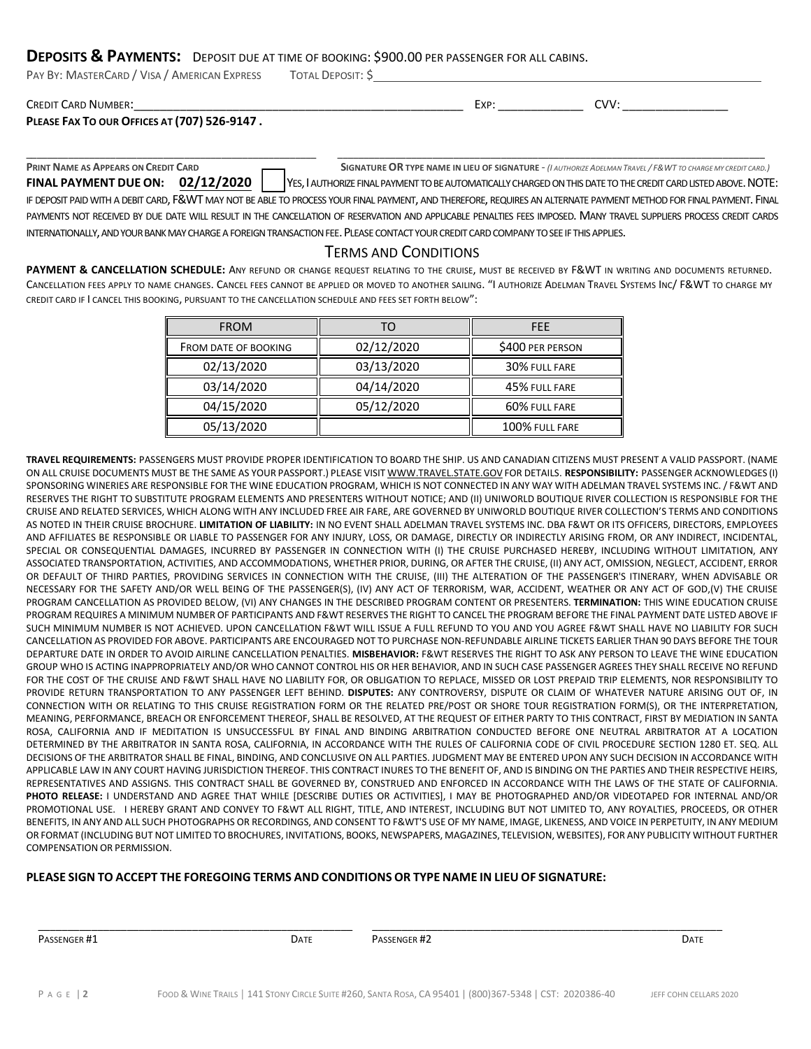## DEPOSITS & PAYMENTS: DEPOSIT DUE AT TIME OF BOOKING: $900.00 PER PASSENGER FOR ALL CABINS.

PAY BY: MASTERCARD / VISA / AMERICAN EXPRESS TOTAL DEPOSIT: $______________________________

CREDIT CARD NUMBER:______________________________ EXP: ____________ CVV: ______________

**PLEASE FAX TO OUR OFFICES AT (707) 526-9147 .**

______________________________ ______________________________

**PRINT NAME AS APPEARS ON CREDIT CARD** **SIGNATURE OR TYPE NAME IN LIEU OF SIGNATURE** - *(I AUTHORIZE ADELMAN TRAVEL / F&WT TO CHARGE MY CREDIT CARD.)*

**FINAL PAYMENT DUE ON: 02/12/2020** ☐ YES, I AUTHORIZE FINAL PAYMENT TO BE AUTOMATICALLY CHARGED ON THIS DATE TO THE CREDIT CARD LISTED ABOVE. NOTE: IF DEPOSIT PAID WITH A DEBIT CARD, F&WT MAY NOT BE ABLE TO PROCESS YOUR FINAL PAYMENT, AND THEREFORE, REQUIRES AN ALTERNATE PAYMENT METHOD FOR FINAL PAYMENT. FINAL PAYMENTS NOT RECEIVED BY DUE DATE WILL RESULT IN THE CANCELLATION OF RESERVATION AND APPLICABLE PENALTIES FEES IMPOSED. MANY TRAVEL SUPPLIERS PROCESS CREDIT CARDS INTERNATIONALLY, AND YOUR BANK MAY CHARGE A FOREIGN TRANSACTION FEE. PLEASE CONTACT YOUR CREDIT CARD COMPANY TO SEE IF THIS APPLIES.

## TERMS AND CONDITIONS

**PAYMENT & CANCELLATION SCHEDULE:** ANY REFUND OR CHANGE REQUEST RELATING TO THE CRUISE, MUST BE RECEIVED BY F&WT IN WRITING AND DOCUMENTS RETURNED. CANCELLATION FEES APPLY TO NAME CHANGES. CANCEL FEES CANNOT BE APPLIED OR MOVED TO ANOTHER SAILING. "I AUTHORIZE ADELMAN TRAVEL SYSTEMS INC/ F&WT TO CHARGE MY CREDIT CARD IF I CANCEL THIS BOOKING, PURSUANT TO THE CANCELLATION SCHEDULE AND FEES SET FORTH BELOW":

| FROM | TO | FEE |
|---|---|---|
| FROM DATE OF BOOKING | 02/12/2020 | $400 PER PERSON |
| 02/13/2020 | 03/13/2020 | 30% FULL FARE |
| 03/14/2020 | 04/14/2020 | 45% FULL FARE |
| 04/15/2020 | 05/12/2020 | 60% FULL FARE |
| 05/13/2020 | | 100% FULL FARE |

**TRAVEL REQUIREMENTS:** PASSENGERS MUST PROVIDE PROPER IDENTIFICATION TO BOARD THE SHIP. US AND CANADIAN CITIZENS MUST PRESENT A VALID PASSPORT. (NAME ON ALL CRUISE DOCUMENTS MUST BE THE SAME AS YOUR PASSPORT.) PLEASE VISIT WWW.TRAVEL.STATE.GOV FOR DETAILS. **RESPONSIBILITY:** PASSENGER ACKNOWLEDGES (I) SPONSORING WINERIES ARE RESPONSIBLE FOR THE WINE EDUCATION PROGRAM, WHICH IS NOT CONNECTED IN ANY WAY WITH ADELMAN TRAVEL SYSTEMS INC. / F&WT AND RESERVES THE RIGHT TO SUBSTITUTE PROGRAM ELEMENTS AND PRESENTERS WITHOUT NOTICE; AND (II) UNIWORLD BOUTIQUE RIVER COLLECTION IS RESPONSIBLE FOR THE CRUISE AND RELATED SERVICES, WHICH ALONG WITH ANY INCLUDED FREE AIR FARE, ARE GOVERNED BY UNIWORLD BOUTIQUE RIVER COLLECTION'S TERMS AND CONDITIONS AS NOTED IN THEIR CRUISE BROCHURE. **LIMITATION OF LIABILITY:** IN NO EVENT SHALL ADELMAN TRAVEL SYSTEMS INC. DBA F&WT OR ITS OFFICERS, DIRECTORS, EMPLOYEES AND AFFILIATES BE RESPONSIBLE OR LIABLE TO PASSENGER FOR ANY INJURY, LOSS, OR DAMAGE, DIRECTLY OR INDIRECTLY ARISING FROM, OR ANY INDIRECT, INCIDENTAL, SPECIAL OR CONSEQUENTIAL DAMAGES, INCURRED BY PASSENGER IN CONNECTION WITH (I) THE CRUISE PURCHASED HEREBY, INCLUDING WITHOUT LIMITATION, ANY ASSOCIATED TRANSPORTATION, ACTIVITIES, AND ACCOMMODATIONS, WHETHER PRIOR, DURING, OR AFTER THE CRUISE, (II) ANY ACT, OMISSION, NEGLECT, ACCIDENT, ERROR OR DEFAULT OF THIRD PARTIES, PROVIDING SERVICES IN CONNECTION WITH THE CRUISE, (III) THE ALTERATION OF THE PASSENGER'S ITINERARY, WHEN ADVISABLE OR NECESSARY FOR THE SAFETY AND/OR WELL BEING OF THE PASSENGER(S), (IV) ANY ACT OF TERRORISM, WAR, ACCIDENT, WEATHER OR ANY ACT OF GOD,(V) THE CRUISE PROGRAM CANCELLATION AS PROVIDED BELOW, (VI) ANY CHANGES IN THE DESCRIBED PROGRAM CONTENT OR PRESENTERS. **TERMINATION:** THIS WINE EDUCATION CRUISE PROGRAM REQUIRES A MINIMUM NUMBER OF PARTICIPANTS AND F&WT RESERVES THE RIGHT TO CANCEL THE PROGRAM BEFORE THE FINAL PAYMENT DATE LISTED ABOVE IF SUCH MINIMUM NUMBER IS NOT ACHIEVED. UPON CANCELLATION F&WT WILL ISSUE A FULL REFUND TO YOU AND YOU AGREE F&WT SHALL HAVE NO LIABILITY FOR SUCH CANCELLATION AS PROVIDED FOR ABOVE. PARTICIPANTS ARE ENCOURAGED NOT TO PURCHASE NON-REFUNDABLE AIRLINE TICKETS EARLIER THAN 90 DAYS BEFORE THE TOUR DEPARTURE DATE IN ORDER TO AVOID AIRLINE CANCELLATION PENALTIES. **MISBEHAVIOR:** F&WT RESERVES THE RIGHT TO ASK ANY PERSON TO LEAVE THE WINE EDUCATION GROUP WHO IS ACTING INAPPROPRIATELY AND/OR WHO CANNOT CONTROL HIS OR HER BEHAVIOR, AND IN SUCH CASE PASSENGER AGREES THEY SHALL RECEIVE NO REFUND FOR THE COST OF THE CRUISE AND F&WT SHALL HAVE NO LIABILITY FOR, OR OBLIGATION TO REPLACE, MISSED OR LOST PREPAID TRIP ELEMENTS, NOR RESPONSIBILITY TO PROVIDE RETURN TRANSPORTATION TO ANY PASSENGER LEFT BEHIND. **DISPUTES:** ANY CONTROVERSY, DISPUTE OR CLAIM OF WHATEVER NATURE ARISING OUT OF, IN CONNECTION WITH OR RELATING TO THIS CRUISE REGISTRATION FORM OR THE RELATED PRE/POST OR SHORE TOUR REGISTRATION FORM(S), OR THE INTERPRETATION, MEANING, PERFORMANCE, BREACH OR ENFORCEMENT THEREOF, SHALL BE RESOLVED, AT THE REQUEST OF EITHER PARTY TO THIS CONTRACT, FIRST BY MEDIATION IN SANTA ROSA, CALIFORNIA AND IF MEDITATION IS UNSUCCESSFUL BY FINAL AND BINDING ARBITRATION CONDUCTED BEFORE ONE NEUTRAL ARBITRATOR AT A LOCATION DETERMINED BY THE ARBITRATOR IN SANTA ROSA, CALIFORNIA, IN ACCORDANCE WITH THE RULES OF CALIFORNIA CODE OF CIVIL PROCEDURE SECTION 1280 ET. SEQ. ALL DECISIONS OF THE ARBITRATOR SHALL BE FINAL, BINDING, AND CONCLUSIVE ON ALL PARTIES. JUDGMENT MAY BE ENTERED UPON ANY SUCH DECISION IN ACCORDANCE WITH APPLICABLE LAW IN ANY COURT HAVING JURISDICTION THEREOF. THIS CONTRACT INURES TO THE BENEFIT OF, AND IS BINDING ON THE PARTIES AND THEIR RESPECTIVE HEIRS, REPRESENTATIVES AND ASSIGNS. THIS CONTRACT SHALL BE GOVERNED BY, CONSTRUED AND ENFORCED IN ACCORDANCE WITH THE LAWS OF THE STATE OF CALIFORNIA. **PHOTO RELEASE:** I UNDERSTAND AND AGREE THAT WHILE [DESCRIBE DUTIES OR ACTIVITIES], I MAY BE PHOTOGRAPHED AND/OR VIDEOTAPED FOR INTERNAL AND/OR PROMOTIONAL USE. I HEREBY GRANT AND CONVEY TO F&WT ALL RIGHT, TITLE, AND INTEREST, INCLUDING BUT NOT LIMITED TO, ANY ROYALTIES, PROCEEDS, OR OTHER BENEFITS, IN ANY AND ALL SUCH PHOTOGRAPHS OR RECORDINGS, AND CONSENT TO F&WT'S USE OF MY NAME, IMAGE, LIKENESS, AND VOICE IN PERPETUITY, IN ANY MEDIUM OR FORMAT (INCLUDING BUT NOT LIMITED TO BROCHURES, INVITATIONS, BOOKS, NEWSPAPERS, MAGAZINES, TELEVISION, WEBSITES), FOR ANY PUBLICITY WITHOUT FURTHER COMPENSATION OR PERMISSION.

**PLEASE SIGN TO ACCEPT THE FOREGOING TERMS AND CONDITIONS OR TYPE NAME IN LIEU OF SIGNATURE:**

______________________________ ______________________________

PASSENGER #1 DATE PASSENGER #2 DATE

FOOD & WINE TRAILS | 141 STONY CIRCLE SUITE #260, SANTA ROSA, CA 95401 | (800)367-5348 | CST: 2020386-40 JEFF COHN CELLARS 2020